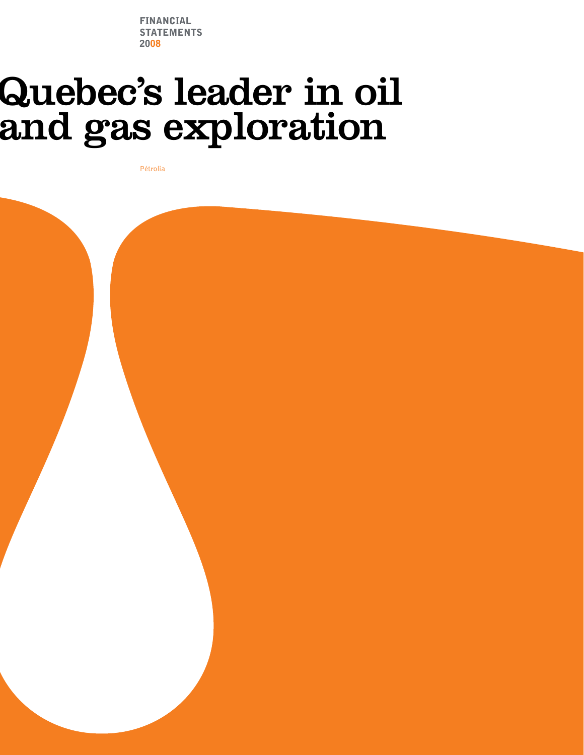FINANCIAL
STATEMENTS
2008

# Quebec's leader in oil and gas exploration

Pétrolia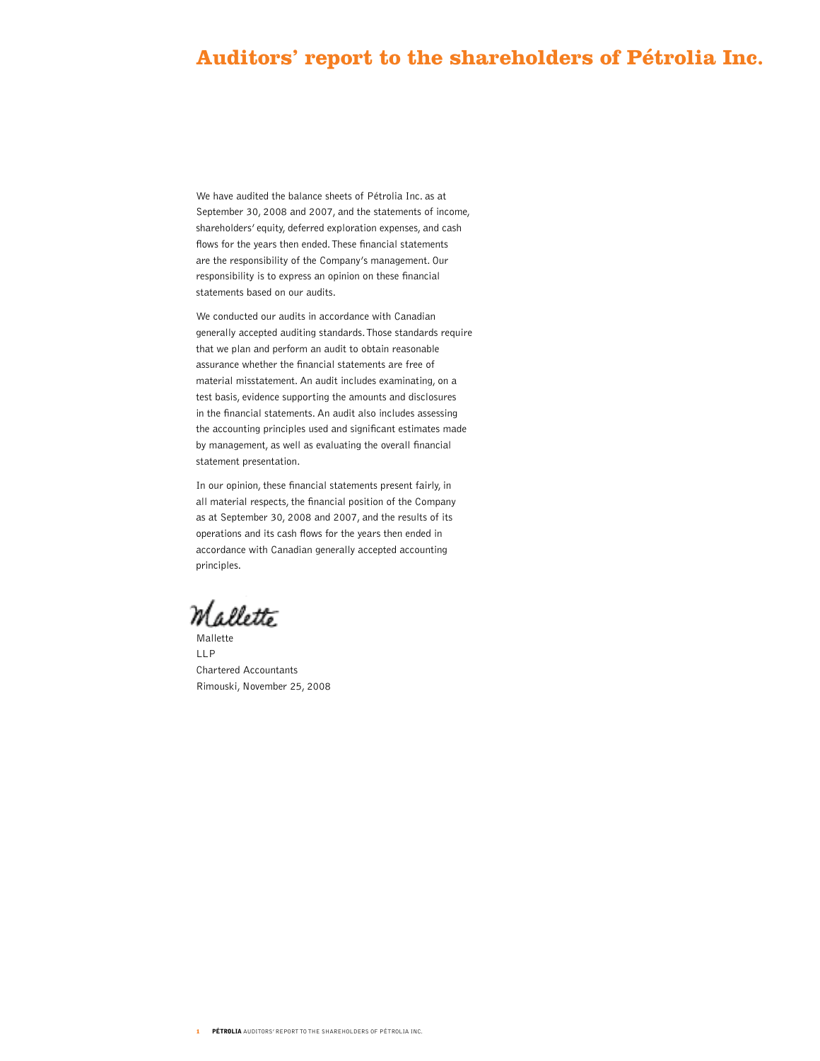# Auditors' report to the shareholders of Pétrolia Inc.

We have audited the balance sheets of Pétrolia Inc. as at September 30, 2008 and 2007, and the statements of income, shareholders' equity, deferred exploration expenses, and cash flows for the years then ended. These financial statements are the responsibility of the Company's management. Our responsibility is to express an opinion on these financial statements based on our audits.

We conducted our audits in accordance with Canadian generally accepted auditing standards. Those standards require that we plan and perform an audit to obtain reasonable assurance whether the financial statements are free of material misstatement. An audit includes examinating, on a test basis, evidence supporting the amounts and disclosures in the financial statements. An audit also includes assessing the accounting principles used and significant estimates made by management, as well as evaluating the overall financial statement presentation.

In our opinion, these financial statements present fairly, in all material respects, the financial position of the Company as at September 30, 2008 and 2007, and the results of its operations and its cash flows for the years then ended in accordance with Canadian generally accepted accounting principles.

Mallette

Mallette
LLP
Chartered Accountants
Rimouski, November 25, 2008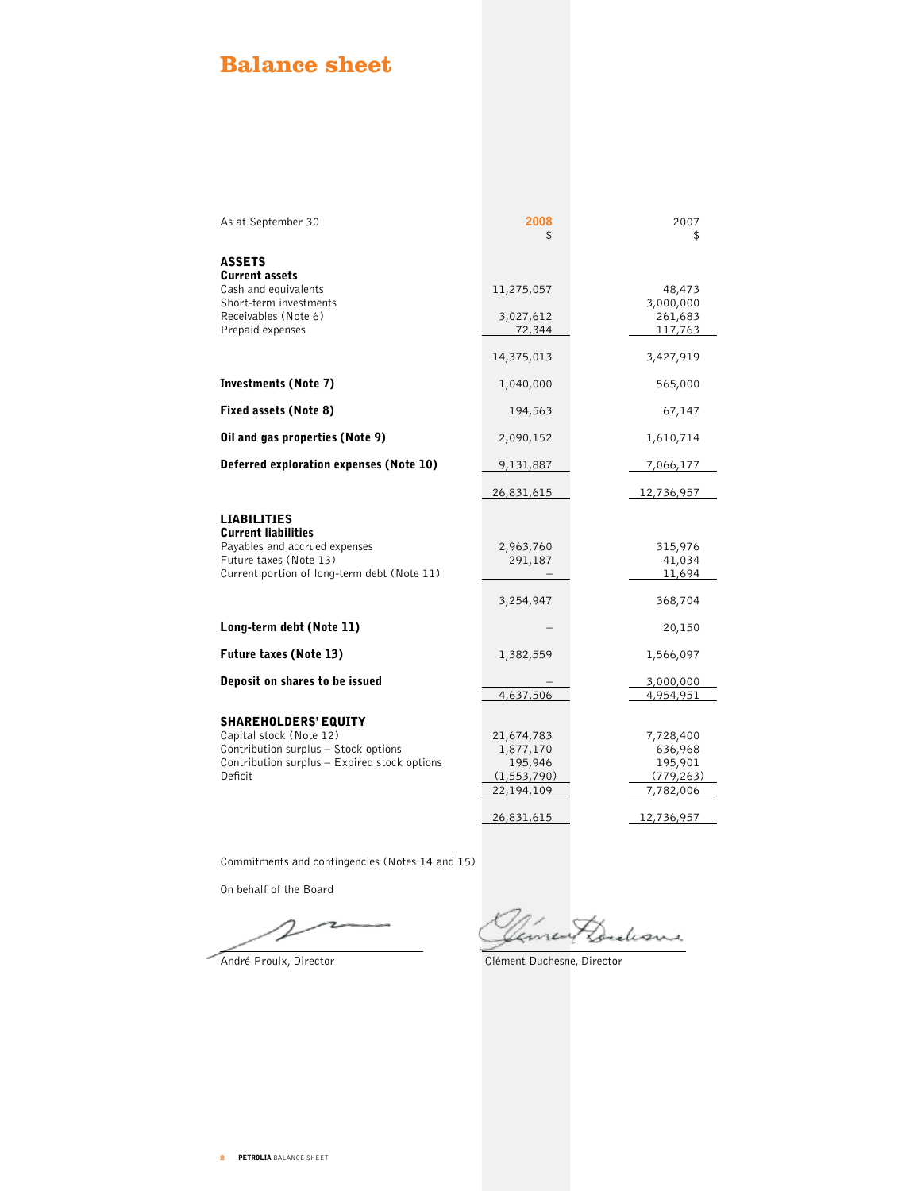# Balance sheet

| As at September 30 | 2008<br>$ | 2007<br>$ |
|---|---|---|
| **ASSETS** | | |
| **Current assets** | | |
| Cash and equivalents | 11,275,057 | 48,473 |
| Short-term investments | | 3,000,000 |
| Receivables (Note 6) | 3,027,612 | 261,683 |
| Prepaid expenses | 72,344 | 117,763 |
| | 14,375,013 | 3,427,919 |
| **Investments (Note 7)** | 1,040,000 | 565,000 |
| **Fixed assets (Note 8)** | 194,563 | 67,147 |
| **Oil and gas properties (Note 9)** | 2,090,152 | 1,610,714 |
| **Deferred exploration expenses (Note 10)** | 9,131,887 | 7,066,177 |
| | 26,831,615 | 12,736,957 |
| **LIABILITIES** | | |
| **Current liabilities** | | |
| Payables and accrued expenses | 2,963,760 | 315,976 |
| Future taxes (Note 13) | 291,187 | 41,034 |
| Current portion of long-term debt (Note 11) | – | 11,694 |
| | 3,254,947 | 368,704 |
| **Long-term debt (Note 11)** | – | 20,150 |
| **Future taxes (Note 13)** | 1,382,559 | 1,566,097 |
| **Deposit on shares to be issued** | – | 3,000,000 |
| | 4,637,506 | 4,954,951 |
| **SHAREHOLDERS' EQUITY** | | |
| Capital stock (Note 12) | 21,674,783 | 7,728,400 |
| Contribution surplus – Stock options | 1,877,170 | 636,968 |
| Contribution surplus – Expired stock options | 195,946 | 195,901 |
| Deficit | (1,553,790) | (779,263) |
| | 22,194,109 | 7,782,006 |
| | 26,831,615 | 12,736,957 |

Commitments and contingencies (Notes 14 and 15)

On behalf of the Board

André Proulx, Director

Clément Duchesne, Director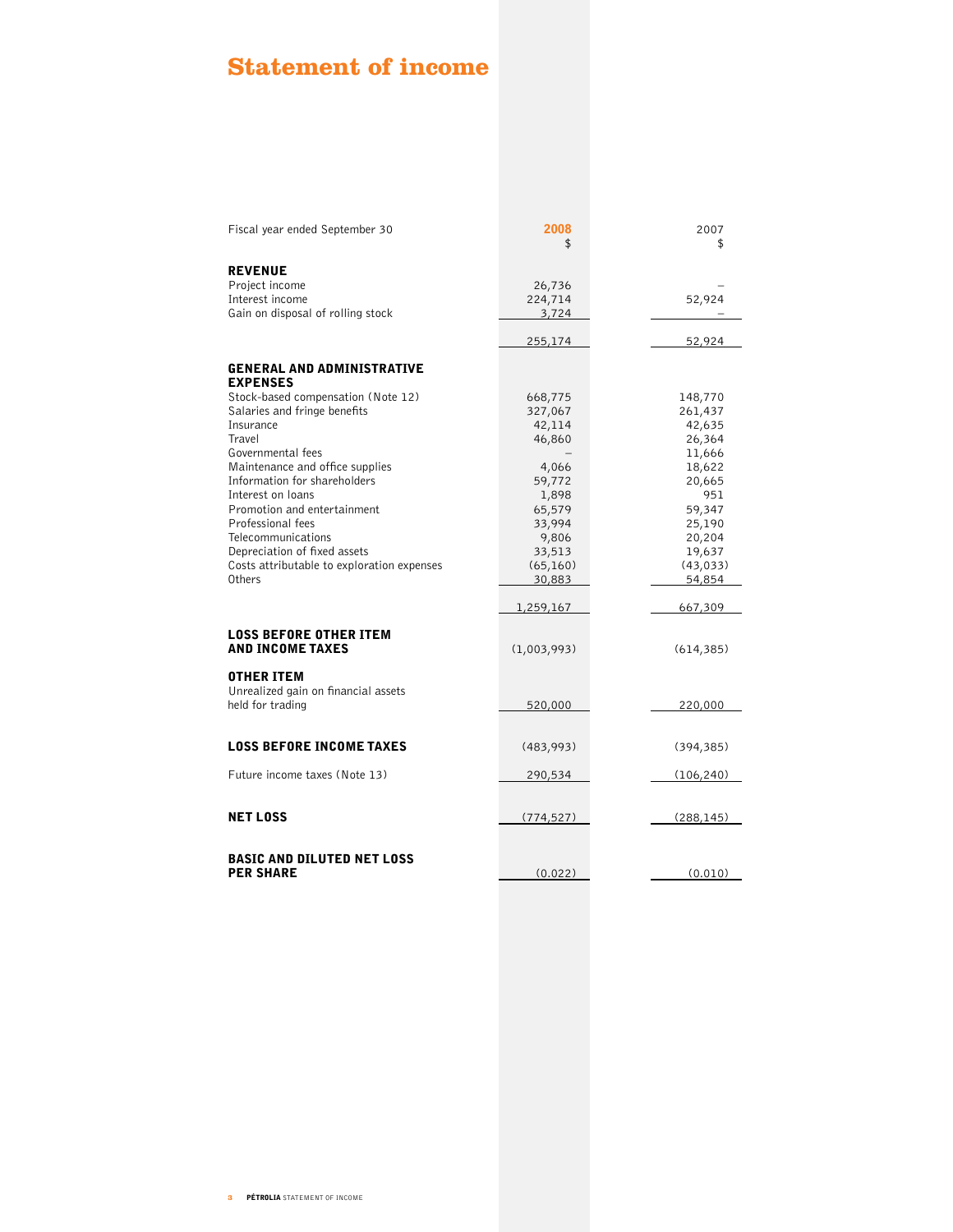# Statement of income

| Fiscal year ended September 30 | 2008<br>$ | 2007<br>$ |
|---|---|---|
| **REVENUE** | | |
| Project income | 26,736 | – |
| Interest income | 224,714 | 52,924 |
| Gain on disposal of rolling stock | 3,724 | – |
| | 255,174 | 52,924 |
| **GENERAL AND ADMINISTRATIVE EXPENSES** | | |
| Stock-based compensation (Note 12) | 668,775 | 148,770 |
| Salaries and fringe benefits | 327,067 | 261,437 |
| Insurance | 42,114 | 42,635 |
| Travel | 46,860 | 26,364 |
| Governmental fees | – | 11,666 |
| Maintenance and office supplies | 4,066 | 18,622 |
| Information for shareholders | 59,772 | 20,665 |
| Interest on loans | 1,898 | 951 |
| Promotion and entertainment | 65,579 | 59,347 |
| Professional fees | 33,994 | 25,190 |
| Telecommunications | 9,806 | 20,204 |
| Depreciation of fixed assets | 33,513 | 19,637 |
| Costs attributable to exploration expenses | (65,160) | (43,033) |
| Others | 30,883 | 54,854 |
| | 1,259,167 | 667,309 |
| **LOSS BEFORE OTHER ITEM AND INCOME TAXES** | (1,003,993) | (614,385) |
| **OTHER ITEM** | | |
| Unrealized gain on financial assets held for trading | 520,000 | 220,000 |
| **LOSS BEFORE INCOME TAXES** | (483,993) | (394,385) |
| Future income taxes (Note 13) | 290,534 | (106,240) |
| **NET LOSS** | (774,527) | (288,145) |
| **BASIC AND DILUTED NET LOSS PER SHARE** | (0.022) | (0.010) |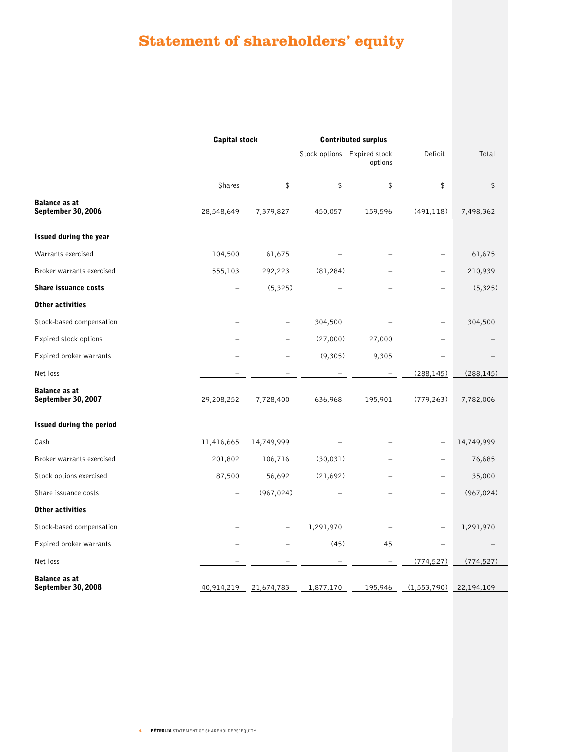# Statement of shareholders' equity

| | Capital stock | | Contributed surplus | | | |
|---|---|---|---|---|---|---|
| | | | Stock options | Expired stock options | Deficit | Total |
| | Shares | $ | $ | $ | $ | $ |
| **Balance as at September 30, 2006** | 28,548,649 | 7,379,827 | 450,057 | 159,596 | (491,118) | 7,498,362 |
| **Issued during the year** | | | | | | |
| Warrants exercised | 104,500 | 61,675 | – | – | – | 61,675 |
| Broker warrants exercised | 555,103 | 292,223 | (81,284) | – | – | 210,939 |
| **Share issuance costs** | – | (5,325) | – | – | – | (5,325) |
| **Other activities** | | | | | | |
| Stock-based compensation | – | – | 304,500 | – | – | 304,500 |
| Expired stock options | – | – | (27,000) | 27,000 | – | – |
| Expired broker warrants | – | – | (9,305) | 9,305 | – | – |
| Net loss | – | – | – | – | (288,145) | (288,145) |
| **Balance as at September 30, 2007** | 29,208,252 | 7,728,400 | 636,968 | 195,901 | (779,263) | 7,782,006 |
| **Issued during the period** | | | | | | |
| Cash | 11,416,665 | 14,749,999 | – | – | – | 14,749,999 |
| Broker warrants exercised | 201,802 | 106,716 | (30,031) | – | – | 76,685 |
| Stock options exercised | 87,500 | 56,692 | (21,692) | – | – | 35,000 |
| Share issuance costs | – | (967,024) | – | – | – | (967,024) |
| **Other activities** | | | | | | |
| Stock-based compensation | – | – | 1,291,970 | – | – | 1,291,970 |
| Expired broker warrants | – | – | (45) | 45 | – | – |
| Net loss | – | – | – | – | (774,527) | (774,527) |
| **Balance as at September 30, 2008** | 40,914,219 | 21,674,783 | 1,877,170 | 195,946 | (1,553,790) | 22,194,109 |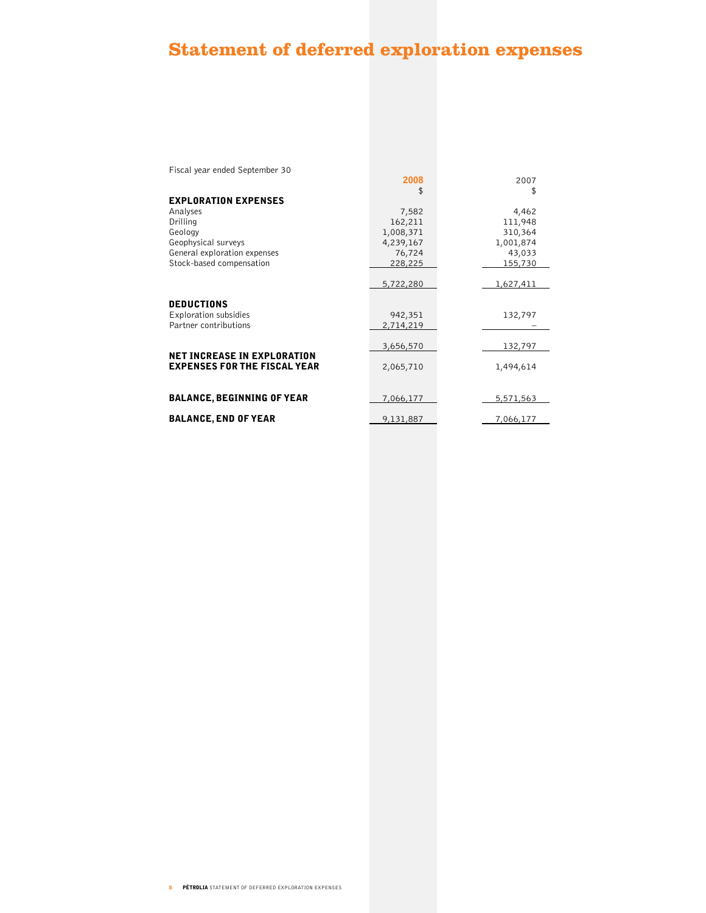# Statement of deferred exploration expenses

Fiscal year ended September 30

| | 2008 | 2007 |
|---|---|---|
| | $ | $ |
| **EXPLORATION EXPENSES** | | |
| Analyses | 7,582 | 4,462 |
| Drilling | 162,211 | 111,948 |
| Geology | 1,008,371 | 310,364 |
| Geophysical surveys | 4,239,167 | 1,001,874 |
| General exploration expenses | 76,724 | 43,033 |
| Stock-based compensation | 228,225 | 155,730 |
| | 5,722,280 | 1,627,411 |
| **DEDUCTIONS** | | |
| Exploration subsidies | 942,351 | 132,797 |
| Partner contributions | 2,714,219 | – |
| | 3,656,570 | 132,797 |
| **NET INCREASE IN EXPLORATION EXPENSES FOR THE FISCAL YEAR** | 2,065,710 | 1,494,614 |
| **BALANCE, BEGINNING OF YEAR** | 7,066,177 | 5,571,563 |
| **BALANCE, END OF YEAR** | 9,131,887 | 7,066,177 |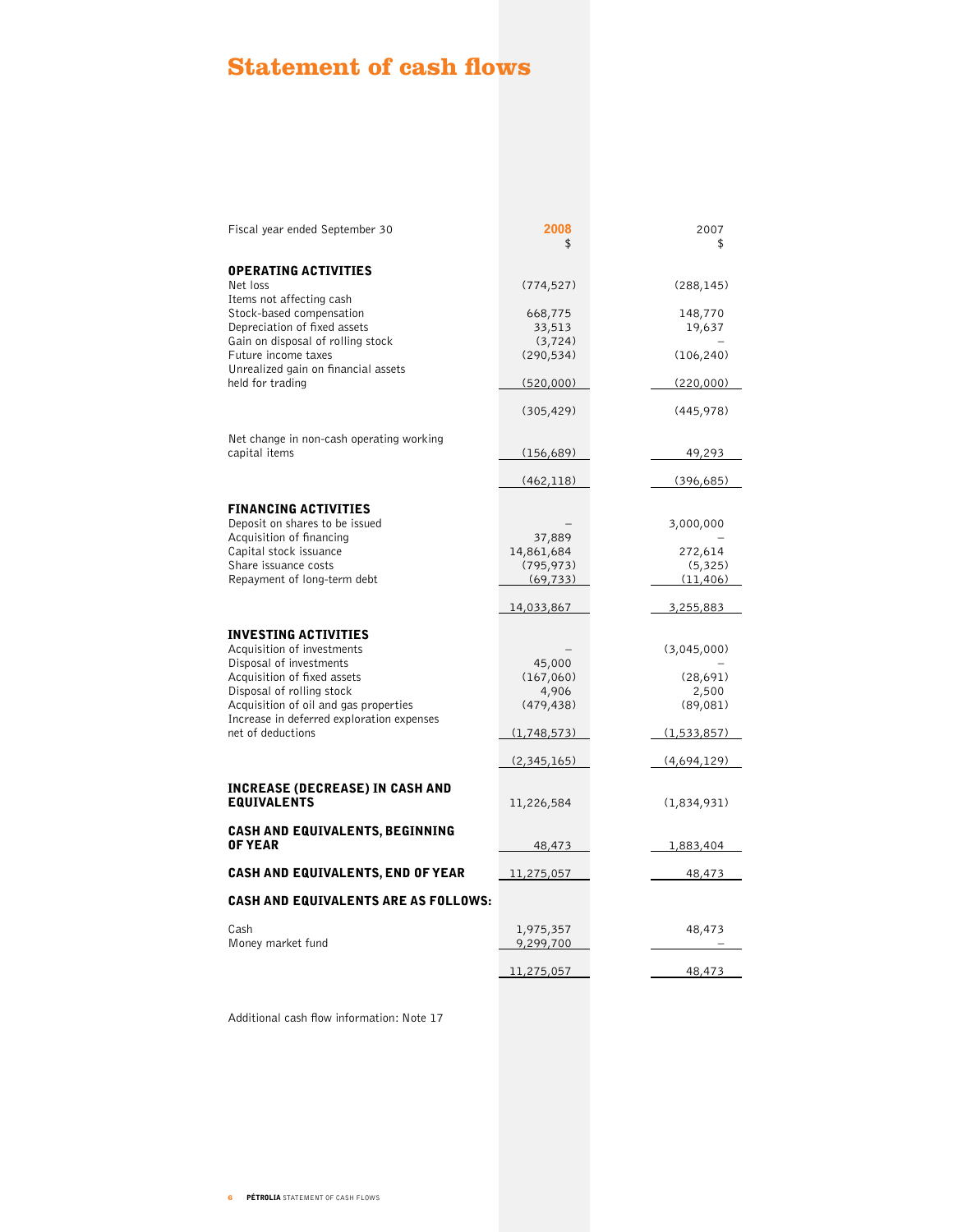# Statement of cash flows

| Fiscal year ended September 30 | 2008 $ | 2007 $ |
|---|---|---|
| **OPERATING ACTIVITIES** | | |
| Net loss | (774,527) | (288,145) |
| Items not affecting cash | | |
| Stock-based compensation | 668,775 | 148,770 |
| Depreciation of fixed assets | 33,513 | 19,637 |
| Gain on disposal of rolling stock | (3,724) | – |
| Future income taxes | (290,534) | (106,240) |
| Unrealized gain on financial assets held for trading | (520,000) | (220,000) |
| | (305,429) | (445,978) |
| Net change in non-cash operating working capital items | (156,689) | 49,293 |
| | (462,118) | (396,685) |
| **FINANCING ACTIVITIES** | | |
| Deposit on shares to be issued | – | 3,000,000 |
| Acquisition of financing | 37,889 | – |
| Capital stock issuance | 14,861,684 | 272,614 |
| Share issuance costs | (795,973) | (5,325) |
| Repayment of long-term debt | (69,733) | (11,406) |
| | 14,033,867 | 3,255,883 |
| **INVESTING ACTIVITIES** | | |
| Acquisition of investments | – | (3,045,000) |
| Disposal of investments | 45,000 | – |
| Acquisition of fixed assets | (167,060) | (28,691) |
| Disposal of rolling stock | 4,906 | 2,500 |
| Acquisition of oil and gas properties | (479,438) | (89,081) |
| Increase in deferred exploration expenses net of deductions | (1,748,573) | (1,533,857) |
| | (2,345,165) | (4,694,129) |
| **INCREASE (DECREASE) IN CASH AND EQUIVALENTS** | 11,226,584 | (1,834,931) |
| **CASH AND EQUIVALENTS, BEGINNING OF YEAR** | 48,473 | 1,883,404 |
| **CASH AND EQUIVALENTS, END OF YEAR** | 11,275,057 | 48,473 |
| **CASH AND EQUIVALENTS ARE AS FOLLOWS:** | | |
| Cash | 1,975,357 | 48,473 |
| Money market fund | 9,299,700 | – |
| | 11,275,057 | 48,473 |

Additional cash flow information: Note 17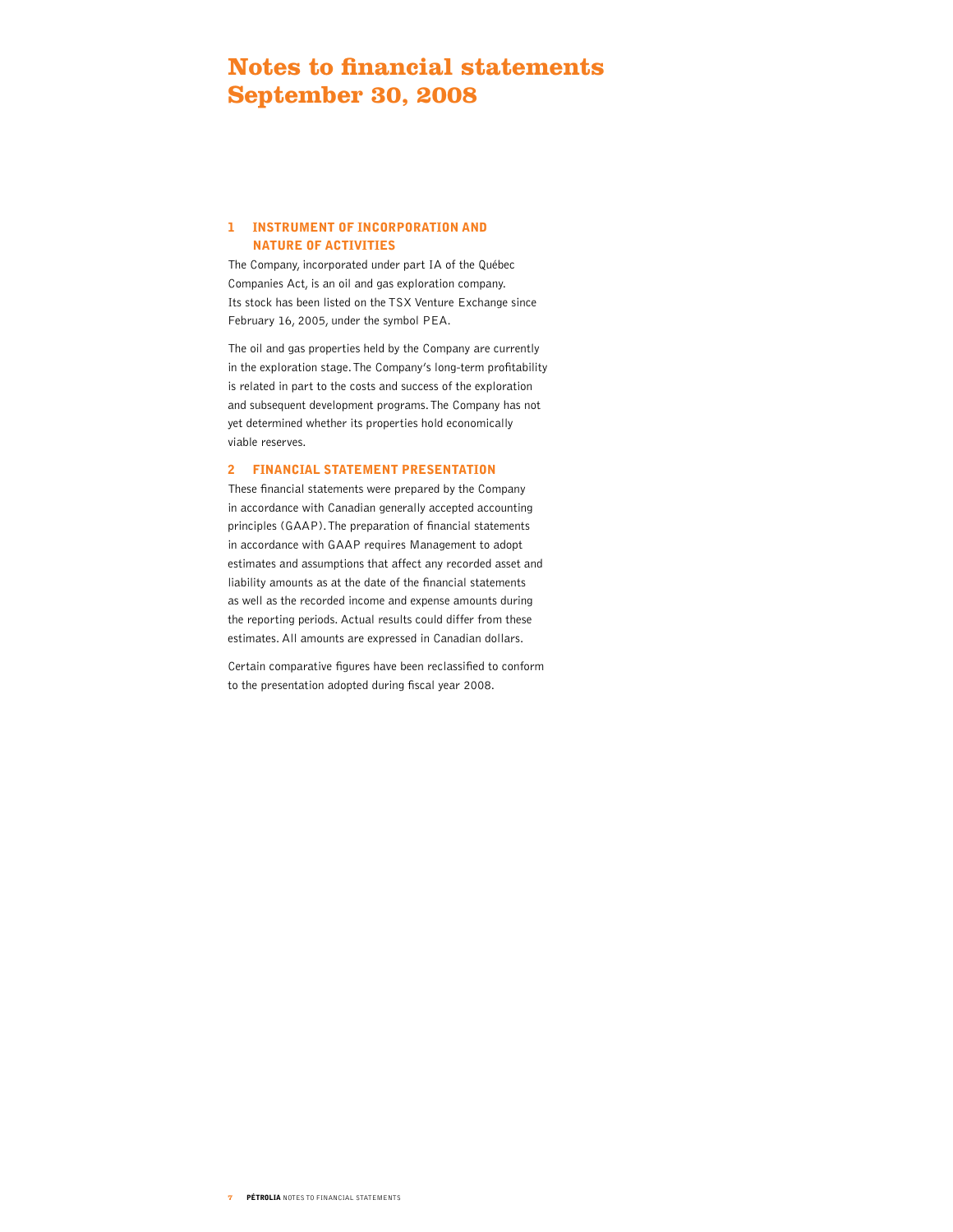# Notes to financial statements September 30, 2008

## 1 INSTRUMENT OF INCORPORATION AND NATURE OF ACTIVITIES

The Company, incorporated under part IA of the Québec Companies Act, is an oil and gas exploration company. Its stock has been listed on the TSX Venture Exchange since February 16, 2005, under the symbol PEA.

The oil and gas properties held by the Company are currently in the exploration stage. The Company's long-term profitability is related in part to the costs and success of the exploration and subsequent development programs. The Company has not yet determined whether its properties hold economically viable reserves.

## 2 FINANCIAL STATEMENT PRESENTATION

These financial statements were prepared by the Company in accordance with Canadian generally accepted accounting principles (GAAP). The preparation of financial statements in accordance with GAAP requires Management to adopt estimates and assumptions that affect any recorded asset and liability amounts as at the date of the financial statements as well as the recorded income and expense amounts during the reporting periods. Actual results could differ from these estimates. All amounts are expressed in Canadian dollars.

Certain comparative figures have been reclassified to conform to the presentation adopted during fiscal year 2008.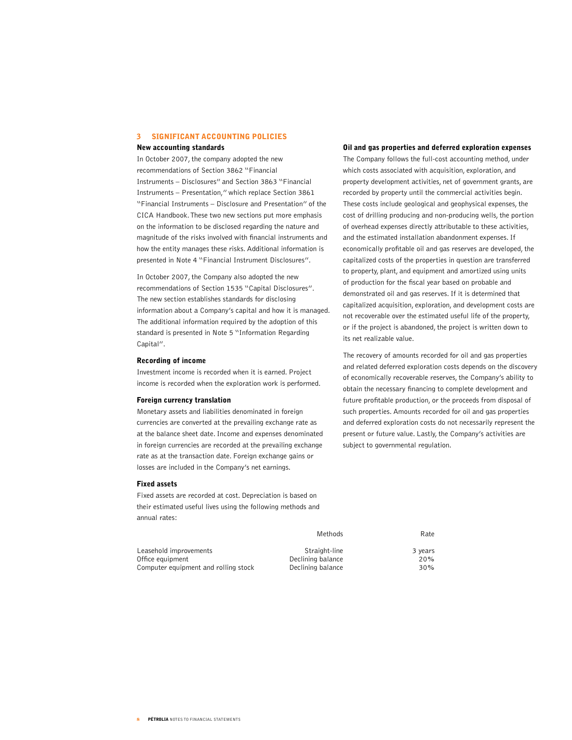## 3 SIGNIFICANT ACCOUNTING POLICIES

### New accounting standards

In October 2007, the company adopted the new recommendations of Section 3862 "Financial Instruments – Disclosures" and Section 3863 "Financial Instruments – Presentation," which replace Section 3861 "Financial Instruments – Disclosure and Presentation" of the CICA Handbook. These two new sections put more emphasis on the information to be disclosed regarding the nature and magnitude of the risks involved with financial instruments and how the entity manages these risks. Additional information is presented in Note 4 "Financial Instrument Disclosures".

In October 2007, the Company also adopted the new recommendations of Section 1535 "Capital Disclosures". The new section establishes standards for disclosing information about a Company's capital and how it is managed. The additional information required by the adoption of this standard is presented in Note 5 "Information Regarding Capital".

### Recording of income

Investment income is recorded when it is earned. Project income is recorded when the exploration work is performed.

### Foreign currency translation

Monetary assets and liabilities denominated in foreign currencies are converted at the prevailing exchange rate as at the balance sheet date. Income and expenses denominated in foreign currencies are recorded at the prevailing exchange rate as at the transaction date. Foreign exchange gains or losses are included in the Company's net earnings.

### Fixed assets

Fixed assets are recorded at cost. Depreciation is based on their estimated useful lives using the following methods and annual rates:

| | Methods | Rate |
|---|---|---|
| Leasehold improvements | Straight-line | 3 years |
| Office equipment | Declining balance | 20% |
| Computer equipment and rolling stock | Declining balance | 30% |

### Oil and gas properties and deferred exploration expenses

The Company follows the full-cost accounting method, under which costs associated with acquisition, exploration, and property development activities, net of government grants, are recorded by property until the commercial activities begin. These costs include geological and geophysical expenses, the cost of drilling producing and non-producing wells, the portion of overhead expenses directly attributable to these activities, and the estimated installation abandonment expenses. If economically profitable oil and gas reserves are developed, the capitalized costs of the properties in question are transferred to property, plant, and equipment and amortized using units of production for the fiscal year based on probable and demonstrated oil and gas reserves. If it is determined that capitalized acquisition, exploration, and development costs are not recoverable over the estimated useful life of the property, or if the project is abandoned, the project is written down to its net realizable value.

The recovery of amounts recorded for oil and gas properties and related deferred exploration costs depends on the discovery of economically recoverable reserves, the Company's ability to obtain the necessary financing to complete development and future profitable production, or the proceeds from disposal of such properties. Amounts recorded for oil and gas properties and deferred exploration costs do not necessarily represent the present or future value. Lastly, the Company's activities are subject to governmental regulation.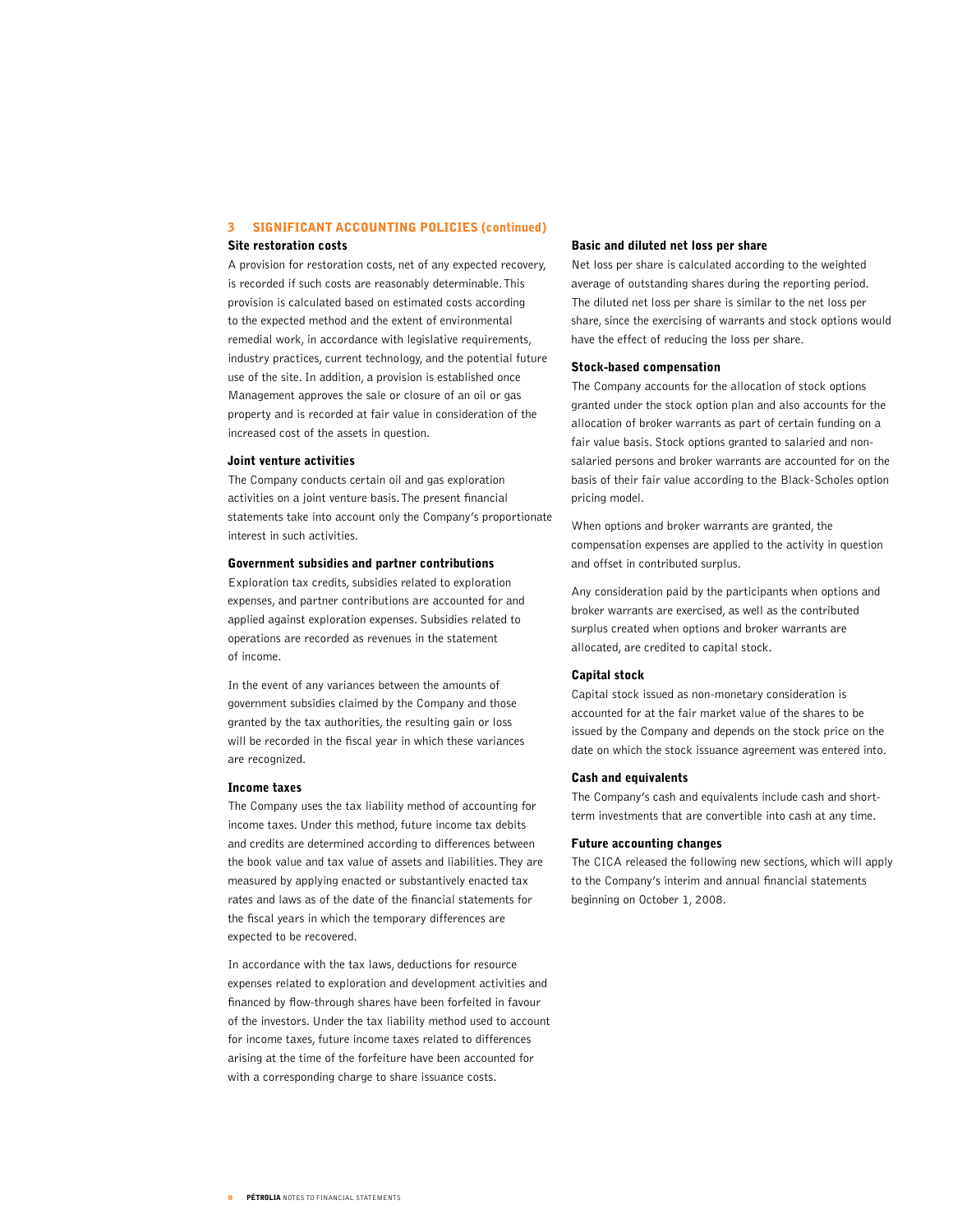## 3 SIGNIFICANT ACCOUNTING POLICIES (continued)

### Site restoration costs

A provision for restoration costs, net of any expected recovery, is recorded if such costs are reasonably determinable. This provision is calculated based on estimated costs according to the expected method and the extent of environmental remedial work, in accordance with legislative requirements, industry practices, current technology, and the potential future use of the site. In addition, a provision is established once Management approves the sale or closure of an oil or gas property and is recorded at fair value in consideration of the increased cost of the assets in question.

### Joint venture activities

The Company conducts certain oil and gas exploration activities on a joint venture basis. The present financial statements take into account only the Company's proportionate interest in such activities.

### Government subsidies and partner contributions

Exploration tax credits, subsidies related to exploration expenses, and partner contributions are accounted for and applied against exploration expenses. Subsidies related to operations are recorded as revenues in the statement of income.

In the event of any variances between the amounts of government subsidies claimed by the Company and those granted by the tax authorities, the resulting gain or loss will be recorded in the fiscal year in which these variances are recognized.

### Income taxes

The Company uses the tax liability method of accounting for income taxes. Under this method, future income tax debits and credits are determined according to differences between the book value and tax value of assets and liabilities. They are measured by applying enacted or substantively enacted tax rates and laws as of the date of the financial statements for the fiscal years in which the temporary differences are expected to be recovered.

In accordance with the tax laws, deductions for resource expenses related to exploration and development activities and financed by flow-through shares have been forfeited in favour of the investors. Under the tax liability method used to account for income taxes, future income taxes related to differences arising at the time of the forfeiture have been accounted for with a corresponding charge to share issuance costs.

### Basic and diluted net loss per share

Net loss per share is calculated according to the weighted average of outstanding shares during the reporting period. The diluted net loss per share is similar to the net loss per share, since the exercising of warrants and stock options would have the effect of reducing the loss per share.

### Stock-based compensation

The Company accounts for the allocation of stock options granted under the stock option plan and also accounts for the allocation of broker warrants as part of certain funding on a fair value basis. Stock options granted to salaried and non-salaried persons and broker warrants are accounted for on the basis of their fair value according to the Black-Scholes option pricing model.

When options and broker warrants are granted, the compensation expenses are applied to the activity in question and offset in contributed surplus.

Any consideration paid by the participants when options and broker warrants are exercised, as well as the contributed surplus created when options and broker warrants are allocated, are credited to capital stock.

### Capital stock

Capital stock issued as non-monetary consideration is accounted for at the fair market value of the shares to be issued by the Company and depends on the stock price on the date on which the stock issuance agreement was entered into.

### Cash and equivalents

The Company's cash and equivalents include cash and short-term investments that are convertible into cash at any time.

### Future accounting changes

The CICA released the following new sections, which will apply to the Company's interim and annual financial statements beginning on October 1, 2008.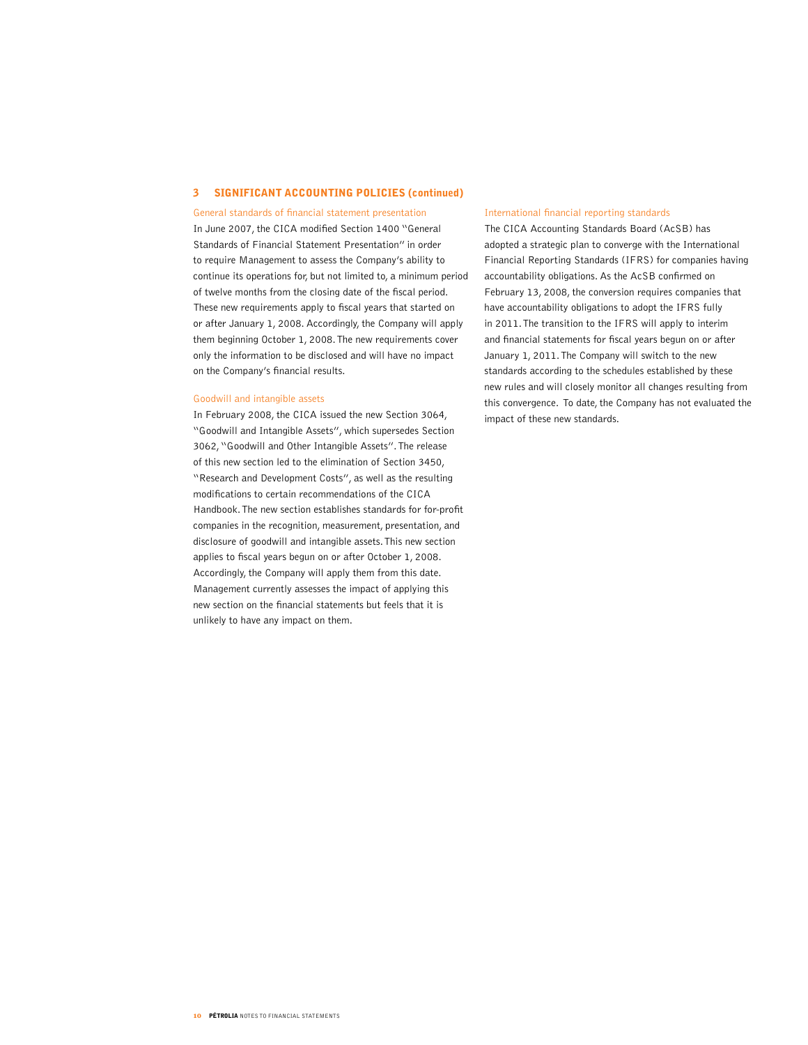## 3 SIGNIFICANT ACCOUNTING POLICIES (continued)

### General standards of financial statement presentation

In June 2007, the CICA modified Section 1400 "General Standards of Financial Statement Presentation" in order to require Management to assess the Company's ability to continue its operations for, but not limited to, a minimum period of twelve months from the closing date of the fiscal period. These new requirements apply to fiscal years that started on or after January 1, 2008. Accordingly, the Company will apply them beginning October 1, 2008. The new requirements cover only the information to be disclosed and will have no impact on the Company's financial results.

### Goodwill and intangible assets

In February 2008, the CICA issued the new Section 3064, "Goodwill and Intangible Assets", which supersedes Section 3062, "Goodwill and Other Intangible Assets". The release of this new section led to the elimination of Section 3450, "Research and Development Costs", as well as the resulting modifications to certain recommendations of the CICA Handbook. The new section establishes standards for for-profit companies in the recognition, measurement, presentation, and disclosure of goodwill and intangible assets. This new section applies to fiscal years begun on or after October 1, 2008. Accordingly, the Company will apply them from this date. Management currently assesses the impact of applying this new section on the financial statements but feels that it is unlikely to have any impact on them.

### International financial reporting standards

The CICA Accounting Standards Board (AcSB) has adopted a strategic plan to converge with the International Financial Reporting Standards (IFRS) for companies having accountability obligations. As the AcSB confirmed on February 13, 2008, the conversion requires companies that have accountability obligations to adopt the IFRS fully in 2011. The transition to the IFRS will apply to interim and financial statements for fiscal years begun on or after January 1, 2011. The Company will switch to the new standards according to the schedules established by these new rules and will closely monitor all changes resulting from this convergence. To date, the Company has not evaluated the impact of these new standards.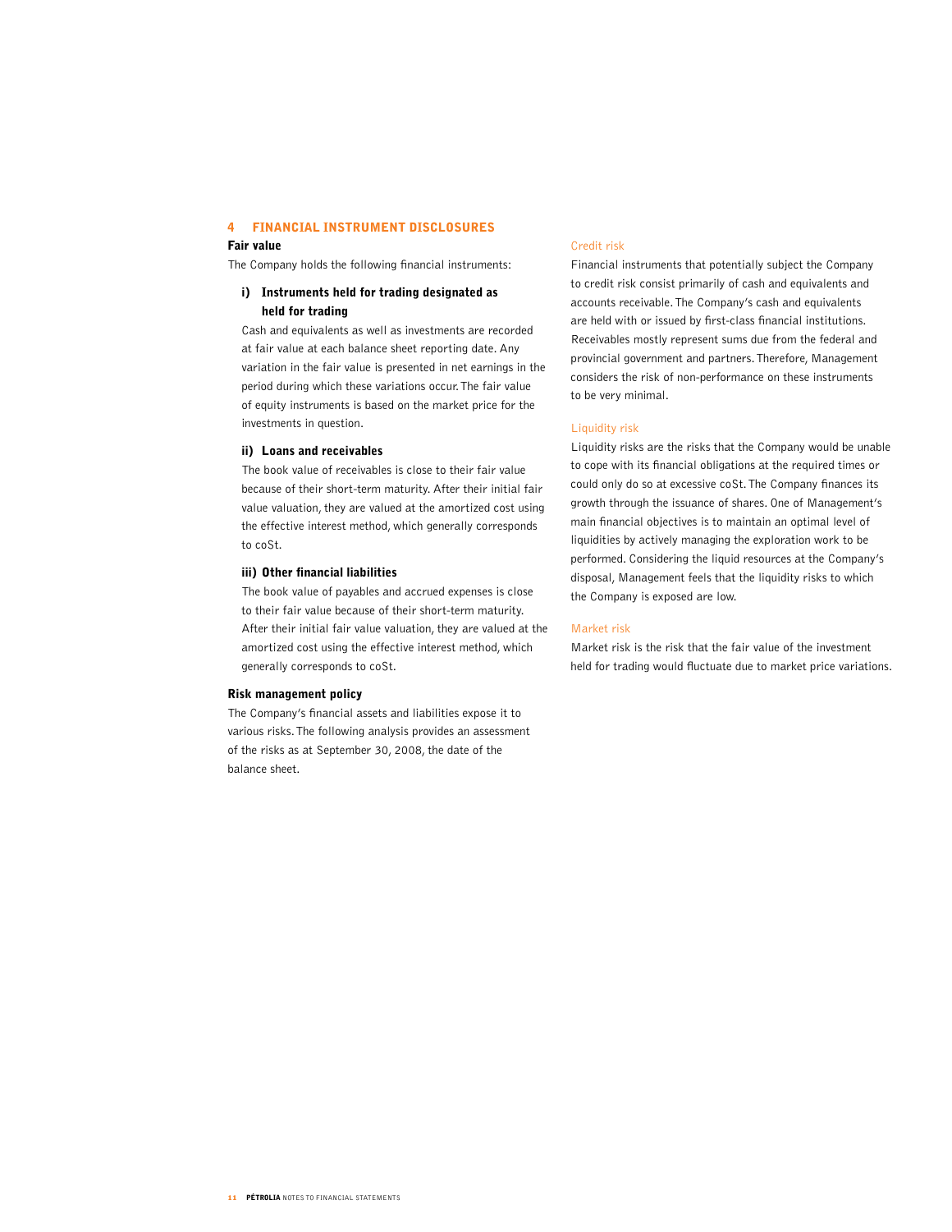## 4 FINANCIAL INSTRUMENT DISCLOSURES

### Fair value

The Company holds the following financial instruments:

#### i) Instruments held for trading designated as held for trading

Cash and equivalents as well as investments are recorded at fair value at each balance sheet reporting date. Any variation in the fair value is presented in net earnings in the period during which these variations occur. The fair value of equity instruments is based on the market price for the investments in question.

#### ii) Loans and receivables

The book value of receivables is close to their fair value because of their short-term maturity. After their initial fair value valuation, they are valued at the amortized cost using the effective interest method, which generally corresponds to coSt.

#### iii) Other financial liabilities

The book value of payables and accrued expenses is close to their fair value because of their short-term maturity. After their initial fair value valuation, they are valued at the amortized cost using the effective interest method, which generally corresponds to coSt.

### Risk management policy

The Company's financial assets and liabilities expose it to various risks. The following analysis provides an assessment of the risks as at September 30, 2008, the date of the balance sheet.

#### Credit risk

Financial instruments that potentially subject the Company to credit risk consist primarily of cash and equivalents and accounts receivable. The Company's cash and equivalents are held with or issued by first-class financial institutions. Receivables mostly represent sums due from the federal and provincial government and partners. Therefore, Management considers the risk of non-performance on these instruments to be very minimal.

#### Liquidity risk

Liquidity risks are the risks that the Company would be unable to cope with its financial obligations at the required times or could only do so at excessive coSt. The Company finances its growth through the issuance of shares. One of Management's main financial objectives is to maintain an optimal level of liquidities by actively managing the exploration work to be performed. Considering the liquid resources at the Company's disposal, Management feels that the liquidity risks to which the Company is exposed are low.

#### Market risk

Market risk is the risk that the fair value of the investment held for trading would fluctuate due to market price variations.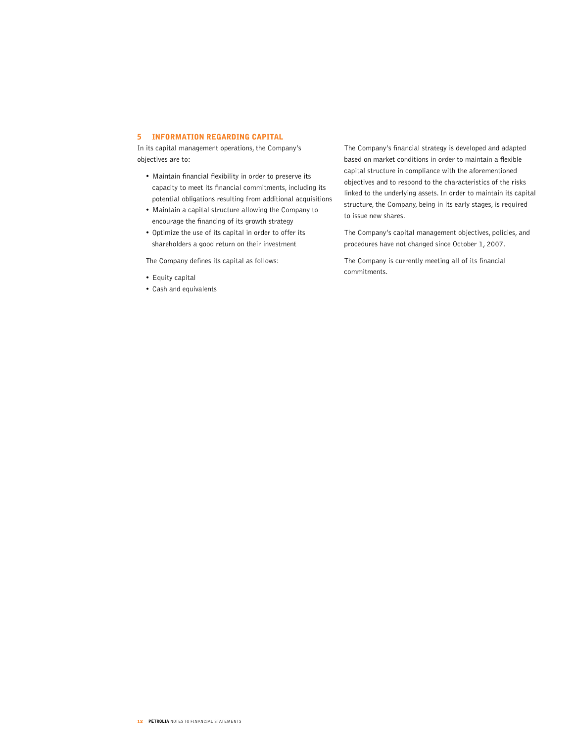## 5 INFORMATION REGARDING CAPITAL

In its capital management operations, the Company's objectives are to:

- Maintain financial flexibility in order to preserve its capacity to meet its financial commitments, including its potential obligations resulting from additional acquisitions
- Maintain a capital structure allowing the Company to encourage the financing of its growth strategy
- Optimize the use of its capital in order to offer its shareholders a good return on their investment

The Company defines its capital as follows:

- Equity capital
- Cash and equivalents

The Company's financial strategy is developed and adapted based on market conditions in order to maintain a flexible capital structure in compliance with the aforementioned objectives and to respond to the characteristics of the risks linked to the underlying assets. In order to maintain its capital structure, the Company, being in its early stages, is required to issue new shares.

The Company's capital management objectives, policies, and procedures have not changed since October 1, 2007.

The Company is currently meeting all of its financial commitments.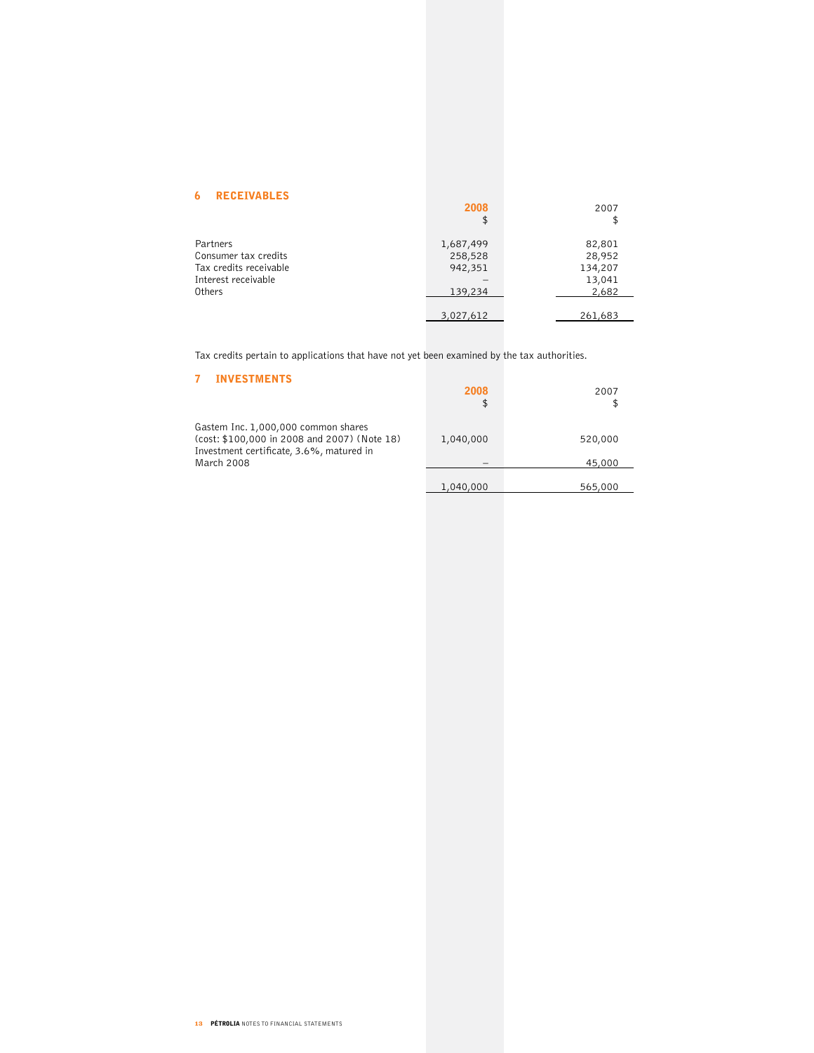## 6 RECEIVABLES

| | 2008<br>$ | 2007<br>$ |
|---|---|---|
| Partners | 1,687,499 | 82,801 |
| Consumer tax credits | 258,528 | 28,952 |
| Tax credits receivable | 942,351 | 134,207 |
| Interest receivable | – | 13,041 |
| Others | 139,234 | 2,682 |
| | 3,027,612 | 261,683 |

Tax credits pertain to applications that have not yet been examined by the tax authorities.

## 7 INVESTMENTS

| | 2008<br>$ | 2007<br>$ |
|---|---|---|
| Gastem Inc. 1,000,000 common shares (cost: $100,000 in 2008 and 2007) (Note 18) | 1,040,000 | 520,000 |
| Investment certificate, 3.6%, matured in March 2008 | – | 45,000 |
| | 1,040,000 | 565,000 |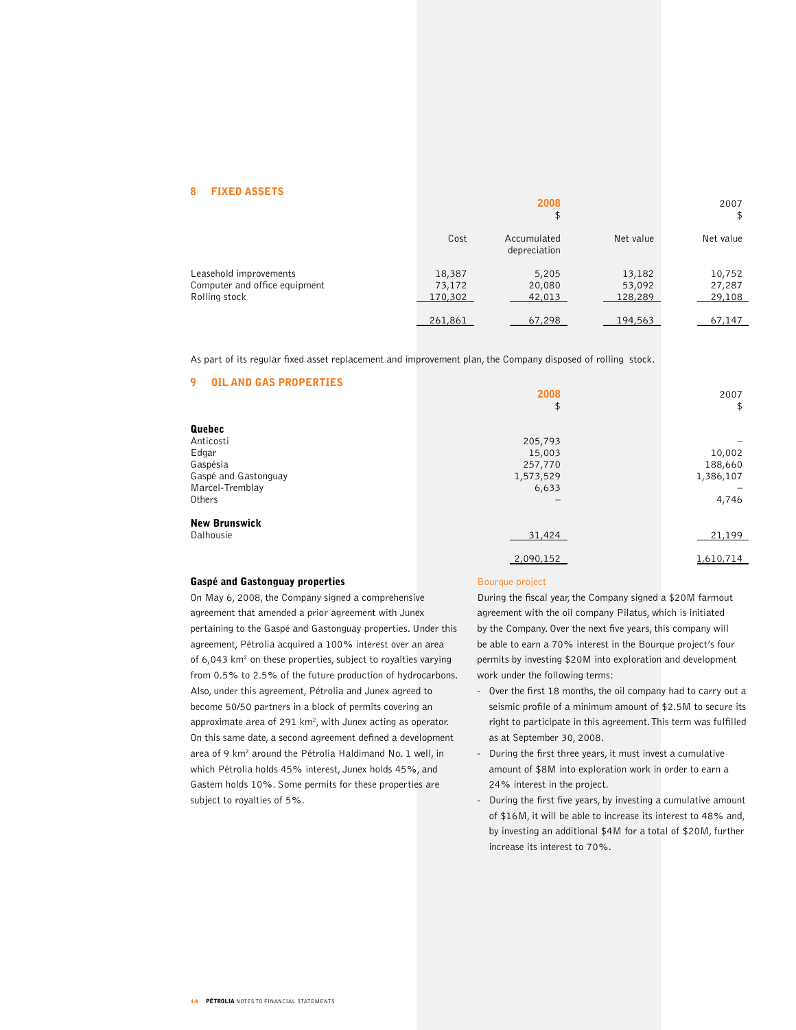## 8 FIXED ASSETS

| | 2008 | | | 2007 |
|---|---|---|---|---|
| | $ | | | $ |
| | Cost | Accumulated depreciation | Net value | Net value |
| Leasehold improvements | 18,387 | 5,205 | 13,182 | 10,752 |
| Computer and office equipment | 73,172 | 20,080 | 53,092 | 27,287 |
| Rolling stock | 170,302 | 42,013 | 128,289 | 29,108 |
| | 261,861 | 67,298 | 194,563 | 67,147 |

As part of its regular fixed asset replacement and improvement plan, the Company disposed of rolling stock.

## 9 OIL AND GAS PROPERTIES

| | 2008 | 2007 |
|---|---|---|
| | $ | $ |
| **Quebec** | | |
| Anticosti | 205,793 | – |
| Edgar | 15,003 | 10,002 |
| Gaspésia | 257,770 | 188,660 |
| Gaspé and Gastonguay | 1,573,529 | 1,386,107 |
| Marcel-Tremblay | 6,633 | – |
| Others | – | 4,746 |
| **New Brunswick** | | |
| Dalhousie | 31,424 | 21,199 |
| | 2,090,152 | 1,610,714 |

### Gaspé and Gastonguay properties

On May 6, 2008, the Company signed a comprehensive agreement that amended a prior agreement with Junex pertaining to the Gaspé and Gastonguay properties. Under this agreement, Pétrolia acquired a 100% interest over an area of 6,043 km² on these properties, subject to royalties varying from 0.5% to 2.5% of the future production of hydrocarbons. Also, under this agreement, Pétrolia and Junex agreed to become 50/50 partners in a block of permits covering an approximate area of 291 km², with Junex acting as operator. On this same date, a second agreement defined a development area of 9 km² around the Pétrolia Haldimand No. 1 well, in which Pétrolia holds 45% interest, Junex holds 45%, and Gastem holds 10%. Some permits for these properties are subject to royalties of 5%.

### Bourque project

During the fiscal year, the Company signed a $20M farmout agreement with the oil company Pilatus, which is initiated by the Company. Over the next five years, this company will be able to earn a 70% interest in the Bourque project's four permits by investing $20M into exploration and development work under the following terms:

- Over the first 18 months, the oil company had to carry out a seismic profile of a minimum amount of $2.5M to secure its right to participate in this agreement. This term was fulfilled as at September 30, 2008.
- During the first three years, it must invest a cumulative amount of $8M into exploration work in order to earn a 24% interest in the project.
- During the first five years, by investing a cumulative amount of $16M, it will be able to increase its interest to 48% and, by investing an additional $4M for a total of $20M, further increase its interest to 70%.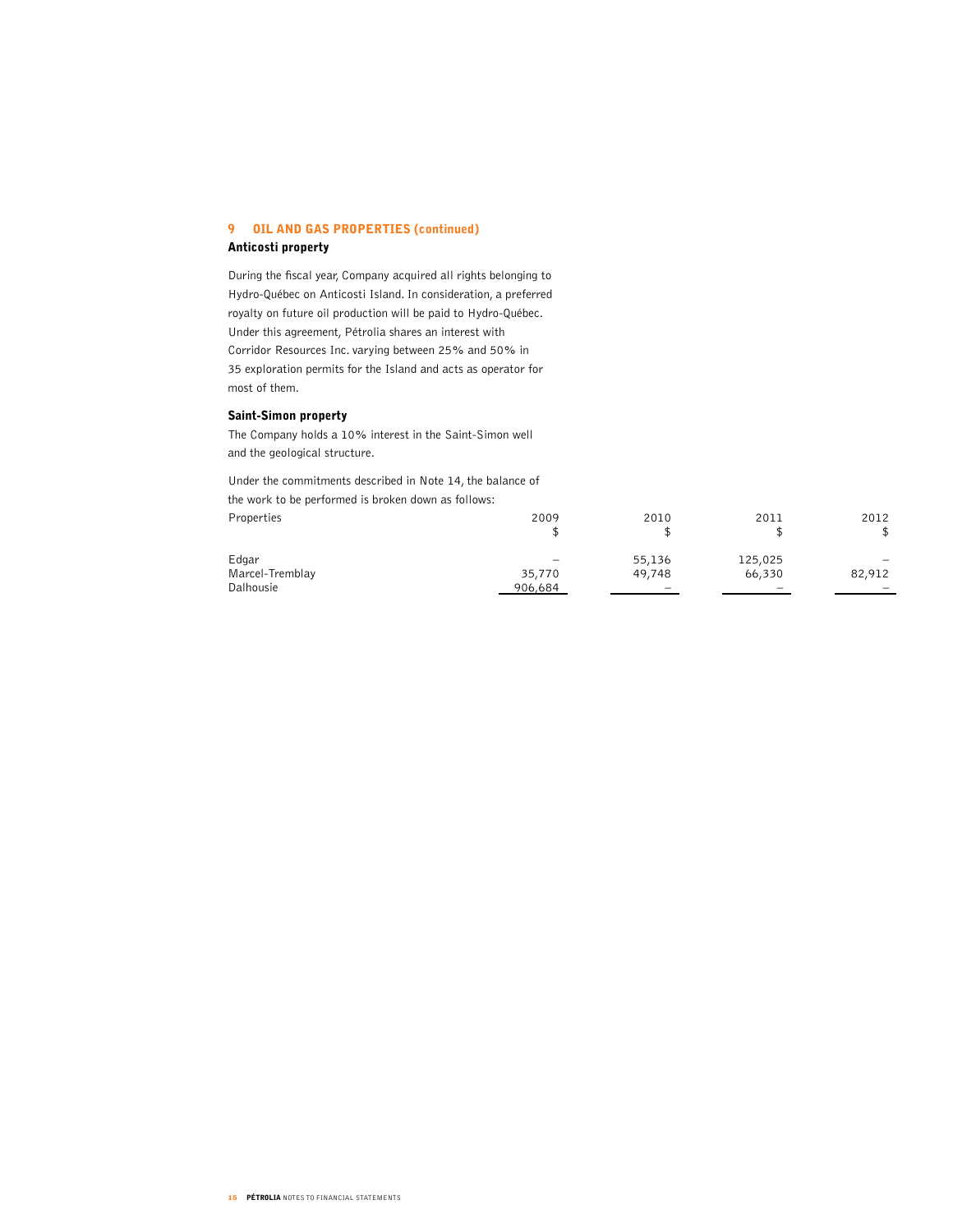## 9 OIL AND GAS PROPERTIES (continued)

### Anticosti property

During the fiscal year, Company acquired all rights belonging to Hydro-Québec on Anticosti Island. In consideration, a preferred royalty on future oil production will be paid to Hydro-Québec. Under this agreement, Pétrolia shares an interest with Corridor Resources Inc. varying between 25% and 50% in 35 exploration permits for the Island and acts as operator for most of them.

### Saint-Simon property

The Company holds a 10% interest in the Saint-Simon well and the geological structure.

Under the commitments described in Note 14, the balance of the work to be performed is broken down as follows:

| Properties | 2009<br>$ | 2010<br>$ | 2011<br>$ | 2012<br>$ |
|---|---|---|---|---|
| Edgar | – | 55,136 | 125,025 | – |
| Marcel-Tremblay | 35,770 | 49,748 | 66,330 | 82,912 |
| Dalhousie | 906,684 | – | – | – |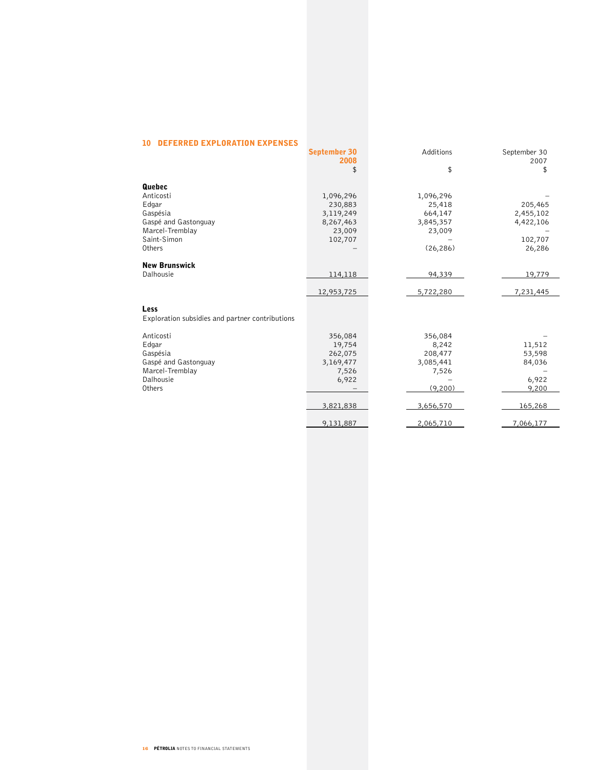## 10 DEFERRED EXPLORATION EXPENSES

| | September 30 2008 | Additions | September 30 2007 |
|---|---|---|---|
| | $ | $ | $ |
| **Quebec** | | | |
| Anticosti | 1,096,296 | 1,096,296 | – |
| Edgar | 230,883 | 25,418 | 205,465 |
| Gaspésia | 3,119,249 | 664,147 | 2,455,102 |
| Gaspé and Gastonguay | 8,267,463 | 3,845,357 | 4,422,106 |
| Marcel-Tremblay | 23,009 | 23,009 | – |
| Saint-Simon | 102,707 | – | 102,707 |
| Others | – | (26,286) | 26,286 |
| **New Brunswick** | | | |
| Dalhousie | 114,118 | 94,339 | 19,779 |
| | 12,953,725 | 5,722,280 | 7,231,445 |
| **Less** | | | |
| Exploration subsidies and partner contributions | | | |
| Anticosti | 356,084 | 356,084 | – |
| Edgar | 19,754 | 8,242 | 11,512 |
| Gaspésia | 262,075 | 208,477 | 53,598 |
| Gaspé and Gastonguay | 3,169,477 | 3,085,441 | 84,036 |
| Marcel-Tremblay | 7,526 | 7,526 | – |
| Dalhousie | 6,922 | – | 6,922 |
| Others | – | (9,200) | 9,200 |
| | 3,821,838 | 3,656,570 | 165,268 |
| | 9,131,887 | 2,065,710 | 7,066,177 |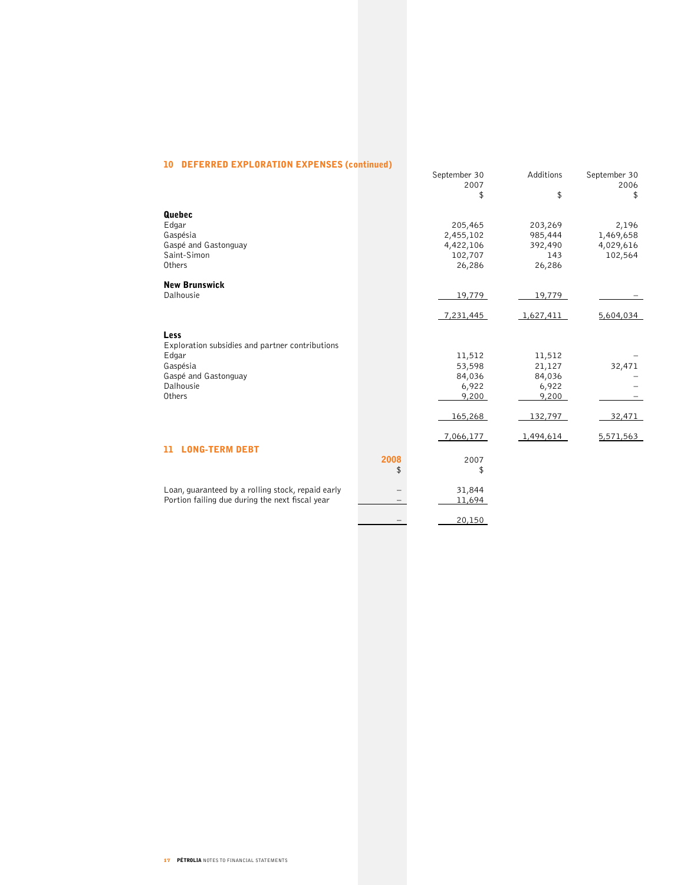## 10 DEFERRED EXPLORATION EXPENSES (continued)

| | September 30 2007 $ | Additions $ | September 30 2006 $ |
|---|---|---|---|
| **Quebec** | | | |
| Edgar | 205,465 | 203,269 | 2,196 |
| Gaspésia | 2,455,102 | 985,444 | 1,469,658 |
| Gaspé and Gastonguay | 4,422,106 | 392,490 | 4,029,616 |
| Saint-Simon | 102,707 | 143 | 102,564 |
| Others | 26,286 | 26,286 | |
| **New Brunswick** | | | |
| Dalhousie | 19,779 | 19,779 | – |
| | 7,231,445 | 1,627,411 | 5,604,034 |
| **Less** | | | |
| Exploration subsidies and partner contributions | | | |
| Edgar | 11,512 | 11,512 | – |
| Gaspésia | 53,598 | 21,127 | 32,471 |
| Gaspé and Gastonguay | 84,036 | 84,036 | – |
| Dalhousie | 6,922 | 6,922 | – |
| Others | 9,200 | 9,200 | – |
| | 165,268 | 132,797 | 32,471 |
| | 7,066,177 | 1,494,614 | 5,571,563 |

## 11 LONG-TERM DEBT

| | 2008 $ | 2007 $ |
|---|---|---|
| Loan, guaranteed by a rolling stock, repaid early | – | 31,844 |
| Portion failing due during the next fiscal year | – | 11,694 |
| | – | 20,150 |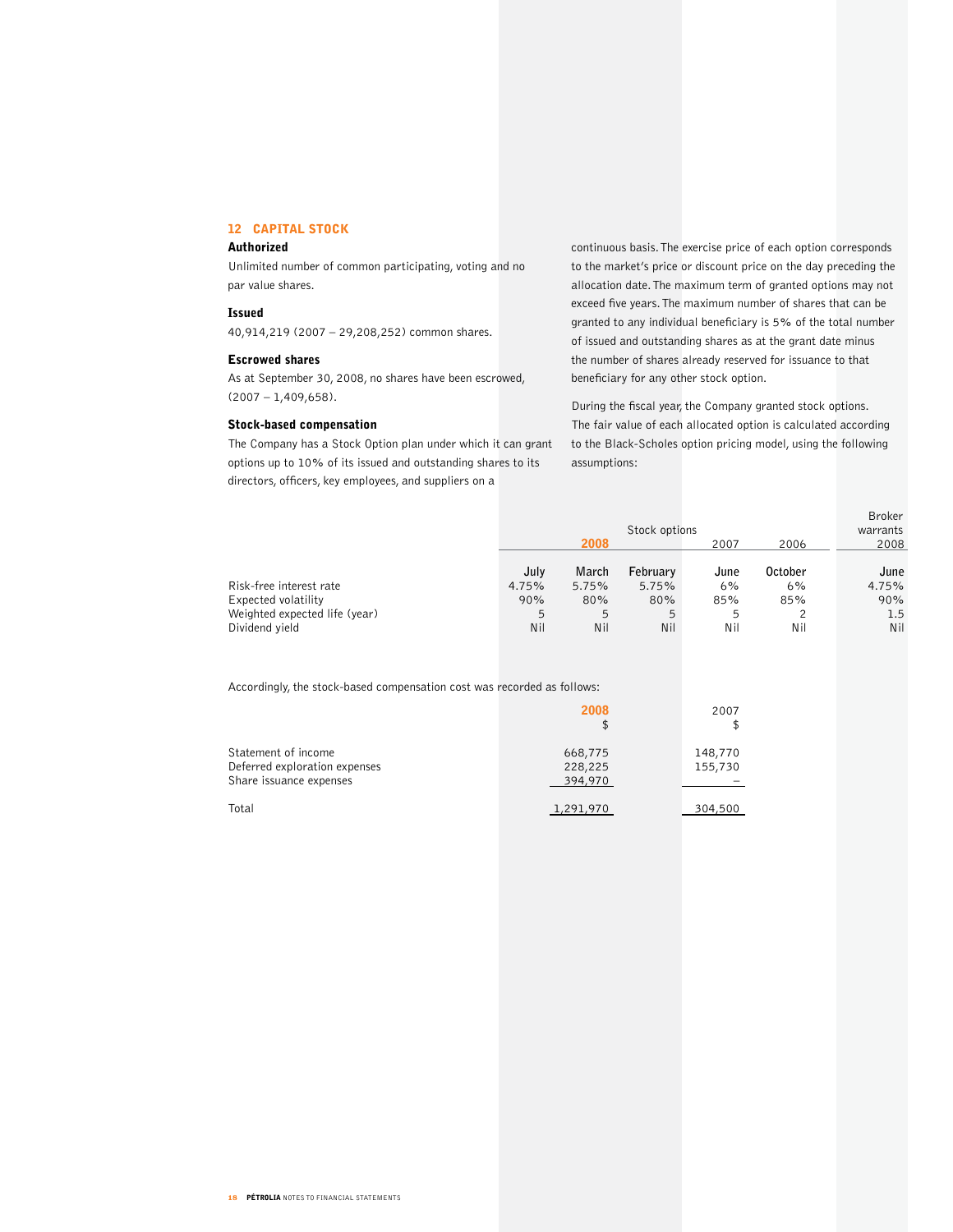## 12 CAPITAL STOCK

### Authorized

Unlimited number of common participating, voting and no par value shares.

### Issued

40,914,219 (2007 – 29,208,252) common shares.

### Escrowed shares

As at September 30, 2008, no shares have been escrowed, (2007 – 1,409,658).

### Stock-based compensation

The Company has a Stock Option plan under which it can grant options up to 10% of its issued and outstanding shares to its directors, officers, key employees, and suppliers on a continuous basis. The exercise price of each option corresponds to the market's price or discount price on the day preceding the allocation date. The maximum term of granted options may not exceed five years. The maximum number of shares that can be granted to any individual beneficiary is 5% of the total number of issued and outstanding shares as at the grant date minus the number of shares already reserved for issuance to that beneficiary for any other stock option.

During the fiscal year, the Company granted stock options. The fair value of each allocated option is calculated according to the Black-Scholes option pricing model, using the following assumptions:

| | Stock options | | | | | Broker warrants |
|---|---|---|---|---|---|---|
| | 2008 | | | 2007 | 2006 | 2008 |
| | July | March | February | June | October | June |
| Risk-free interest rate | 4.75% | 5.75% | 5.75% | 6% | 6% | 4.75% |
| Expected volatility | 90% | 80% | 80% | 85% | 85% | 90% |
| Weighted expected life (year) | 5 | 5 | 5 | 5 | 2 | 1.5 |
| Dividend yield | Nil | Nil | Nil | Nil | Nil | Nil |

Accordingly, the stock-based compensation cost was recorded as follows:

| | 2008<br>$ | 2007<br>$ |
|---|---|---|
| Statement of income | 668,775 | 148,770 |
| Deferred exploration expenses | 228,225 | 155,730 |
| Share issuance expenses | 394,970 | – |
| Total | 1,291,970 | 304,500 |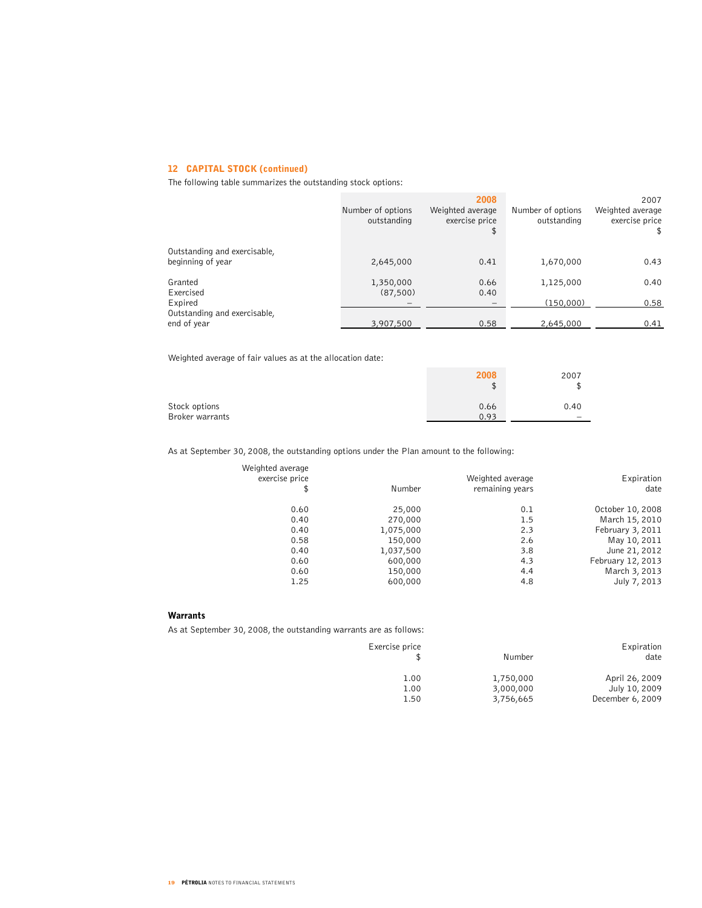## 12 CAPITAL STOCK (continued)

The following table summarizes the outstanding stock options:

| | 2008 | | 2007 | |
|---|---|---|---|---|
| | Number of options outstanding | Weighted average exercise price $ | Number of options outstanding | Weighted average exercise price $ |
| Outstanding and exercisable, beginning of year | 2,645,000 | 0.41 | 1,670,000 | 0.43 |
| Granted | 1,350,000 | 0.66 | 1,125,000 | 0.40 |
| Exercised | (87,500) | 0.40 | | |
| Expired | – | – | (150,000) | 0.58 |
| Outstanding and exercisable, end of year | 3,907,500 | 0.58 | 2,645,000 | 0.41 |

Weighted average of fair values as at the allocation date:

| | 2008 $ | 2007 $ |
|---|---|---|
| Stock options | 0.66 | 0.40 |
| Broker warrants | 0.93 | – |

As at September 30, 2008, the outstanding options under the Plan amount to the following:

| Weighted average exercise price $ | Number | Weighted average remaining years | Expiration date |
|---|---|---|---|
| 0.60 | 25,000 | 0.1 | October 10, 2008 |
| 0.40 | 270,000 | 1.5 | March 15, 2010 |
| 0.40 | 1,075,000 | 2.3 | February 3, 2011 |
| 0.58 | 150,000 | 2.6 | May 10, 2011 |
| 0.40 | 1,037,500 | 3.8 | June 21, 2012 |
| 0.60 | 600,000 | 4.3 | February 12, 2013 |
| 0.60 | 150,000 | 4.4 | March 3, 2013 |
| 1.25 | 600,000 | 4.8 | July 7, 2013 |

### Warrants

As at September 30, 2008, the outstanding warrants are as follows:

| Exercise price $ | Number | Expiration date |
|---|---|---|
| 1.00 | 1,750,000 | April 26, 2009 |
| 1.00 | 3,000,000 | July 10, 2009 |
| 1.50 | 3,756,665 | December 6, 2009 |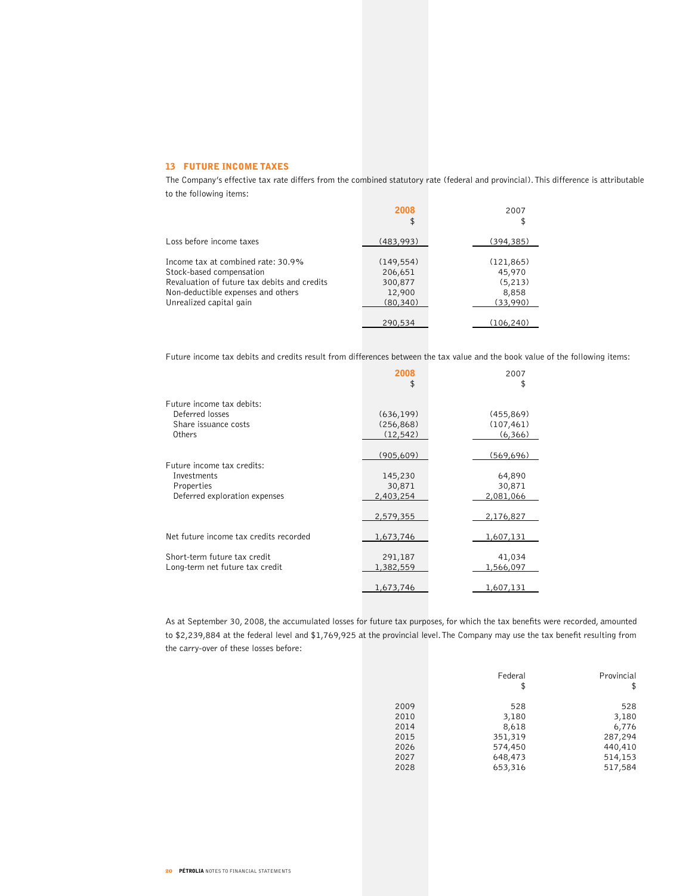## 13 FUTURE INCOME TAXES

The Company's effective tax rate differs from the combined statutory rate (federal and provincial). This difference is attributable to the following items:

| | 2008<br>$ | 2007<br>$ |
|---|---|---|
| Loss before income taxes | (483,993) | (394,385) |
| Income tax at combined rate: 30.9% | (149,554) | (121,865) |
| Stock-based compensation | 206,651 | 45,970 |
| Revaluation of future tax debits and credits | 300,877 | (5,213) |
| Non-deductible expenses and others | 12,900 | 8,858 |
| Unrealized capital gain | (80,340) | (33,990) |
| | 290,534 | (106,240) |

Future income tax debits and credits result from differences between the tax value and the book value of the following items:

| | 2008<br>$ | 2007<br>$ |
|---|---|---|
| Future income tax debits: | | |
| Deferred losses | (636,199) | (455,869) |
| Share issuance costs | (256,868) | (107,461) |
| Others | (12,542) | (6,366) |
| | (905,609) | (569,696) |
| Future income tax credits: | | |
| Investments | 145,230 | 64,890 |
| Properties | 30,871 | 30,871 |
| Deferred exploration expenses | 2,403,254 | 2,081,066 |
| | 2,579,355 | 2,176,827 |
| Net future income tax credits recorded | 1,673,746 | 1,607,131 |
| Short-term future tax credit | 291,187 | 41,034 |
| Long-term net future tax credit | 1,382,559 | 1,566,097 |
| | 1,673,746 | 1,607,131 |

As at September 30, 2008, the accumulated losses for future tax purposes, for which the tax benefits were recorded, amounted to $2,239,884 at the federal level and $1,769,925 at the provincial level. The Company may use the tax benefit resulting from the carry-over of these losses before:

| | Federal<br>$ | Provincial<br>$ |
|---|---|---|
| 2009 | 528 | 528 |
| 2010 | 3,180 | 3,180 |
| 2014 | 8,618 | 6,776 |
| 2015 | 351,319 | 287,294 |
| 2026 | 574,450 | 440,410 |
| 2027 | 648,473 | 514,153 |
| 2028 | 653,316 | 517,584 |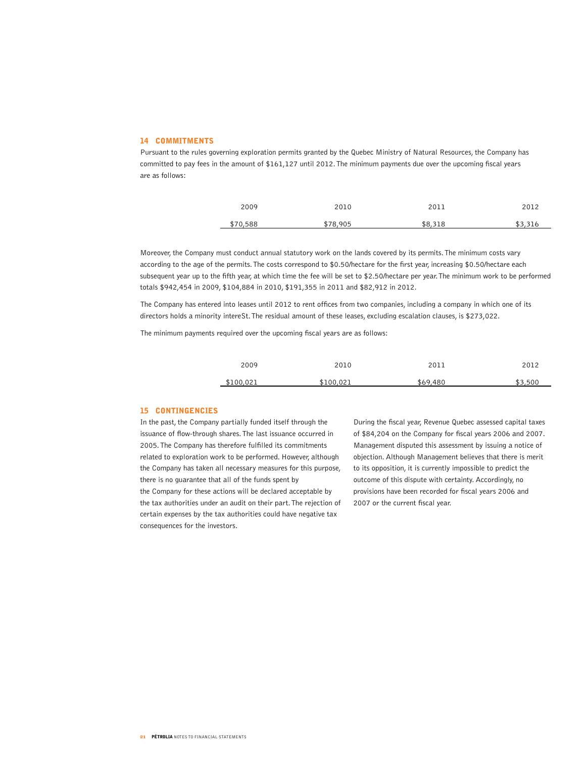## 14 COMMITMENTS

Pursuant to the rules governing exploration permits granted by the Quebec Ministry of Natural Resources, the Company has committed to pay fees in the amount of $161,127 until 2012. The minimum payments due over the upcoming fiscal years are as follows:

| 2009 | 2010 | 2011 | 2012 |
|---|---|---|---|
| $70,588 | $78,905 | $8,318 | $3,316 |

Moreover, the Company must conduct annual statutory work on the lands covered by its permits. The minimum costs vary according to the age of the permits. The costs correspond to $0.50/hectare for the first year, increasing $0.50/hectare each subsequent year up to the fifth year, at which time the fee will be set to $2.50/hectare per year. The minimum work to be performed totals $942,454 in 2009, $104,884 in 2010, $191,355 in 2011 and $82,912 in 2012.

The Company has entered into leases until 2012 to rent offices from two companies, including a company in which one of its directors holds a minority intereSt. The residual amount of these leases, excluding escalation clauses, is $273,022.

The minimum payments required over the upcoming fiscal years are as follows:

| 2009 | 2010 | 2011 | 2012 |
|---|---|---|---|
| $100,021 | $100,021 | $69,480 | $3,500 |

## 15 CONTINGENCIES

In the past, the Company partially funded itself through the issuance of flow-through shares. The last issuance occurred in 2005. The Company has therefore fulfilled its commitments related to exploration work to be performed. However, although the Company has taken all necessary measures for this purpose, there is no guarantee that all of the funds spent by the Company for these actions will be declared acceptable by the tax authorities under an audit on their part. The rejection of certain expenses by the tax authorities could have negative tax consequences for the investors.

During the fiscal year, Revenue Quebec assessed capital taxes of $84,204 on the Company for fiscal years 2006 and 2007. Management disputed this assessment by issuing a notice of objection. Although Management believes that there is merit to its opposition, it is currently impossible to predict the outcome of this dispute with certainty. Accordingly, no provisions have been recorded for fiscal years 2006 and 2007 or the current fiscal year.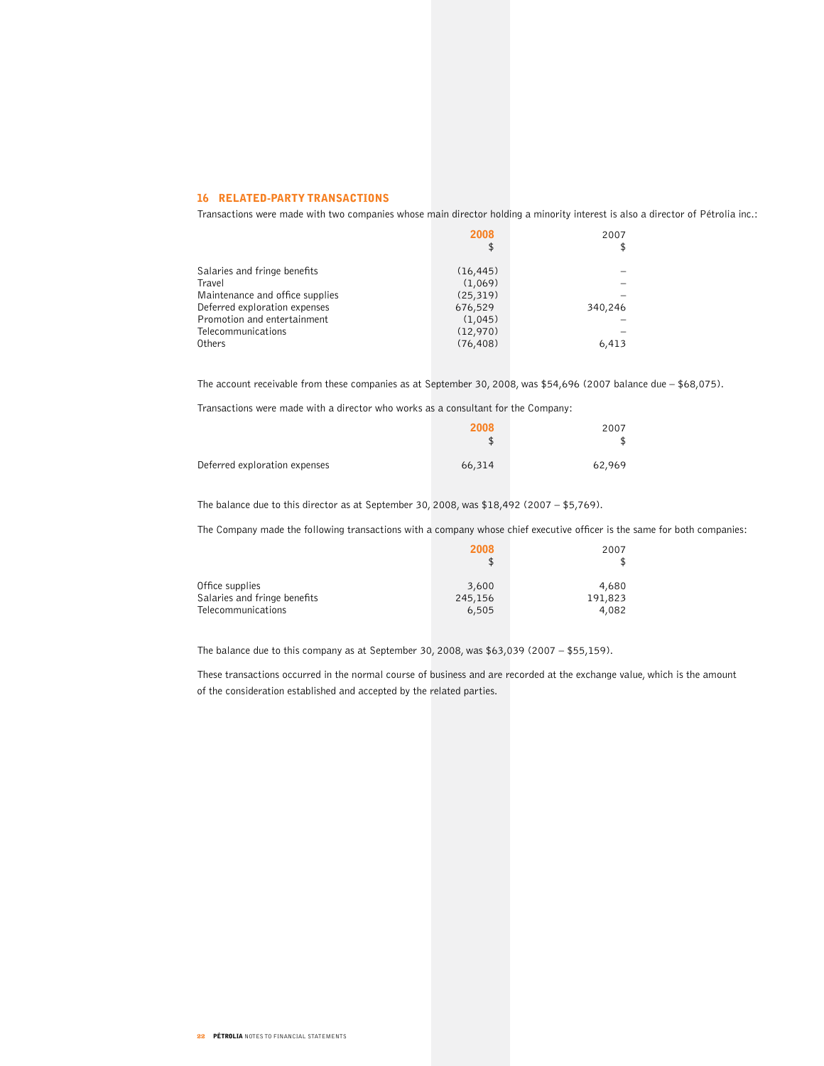## 16 RELATED-PARTY TRANSACTIONS

Transactions were made with two companies whose main director holding a minority interest is also a director of Pétrolia inc.:

| | 2008<br>$ | 2007<br>$ |
|---|---|---|
| Salaries and fringe benefits | (16,445) | – |
| Travel | (1,069) | – |
| Maintenance and office supplies | (25,319) | – |
| Deferred exploration expenses | 676,529 | 340,246 |
| Promotion and entertainment | (1,045) | – |
| Telecommunications | (12,970) | – |
| Others | (76,408) | 6,413 |

The account receivable from these companies as at September 30, 2008, was $54,696 (2007 balance due – $68,075).

Transactions were made with a director who works as a consultant for the Company:

| | 2008<br>$ | 2007<br>$ |
|---|---|---|
| Deferred exploration expenses | 66,314 | 62,969 |

The balance due to this director as at September 30, 2008, was $18,492 (2007 – $5,769).

The Company made the following transactions with a company whose chief executive officer is the same for both companies:

| | 2008<br>$ | 2007<br>$ |
|---|---|---|
| Office supplies | 3,600 | 4,680 |
| Salaries and fringe benefits | 245,156 | 191,823 |
| Telecommunications | 6,505 | 4,082 |

The balance due to this company as at September 30, 2008, was $63,039 (2007 – $55,159).

These transactions occurred in the normal course of business and are recorded at the exchange value, which is the amount of the consideration established and accepted by the related parties.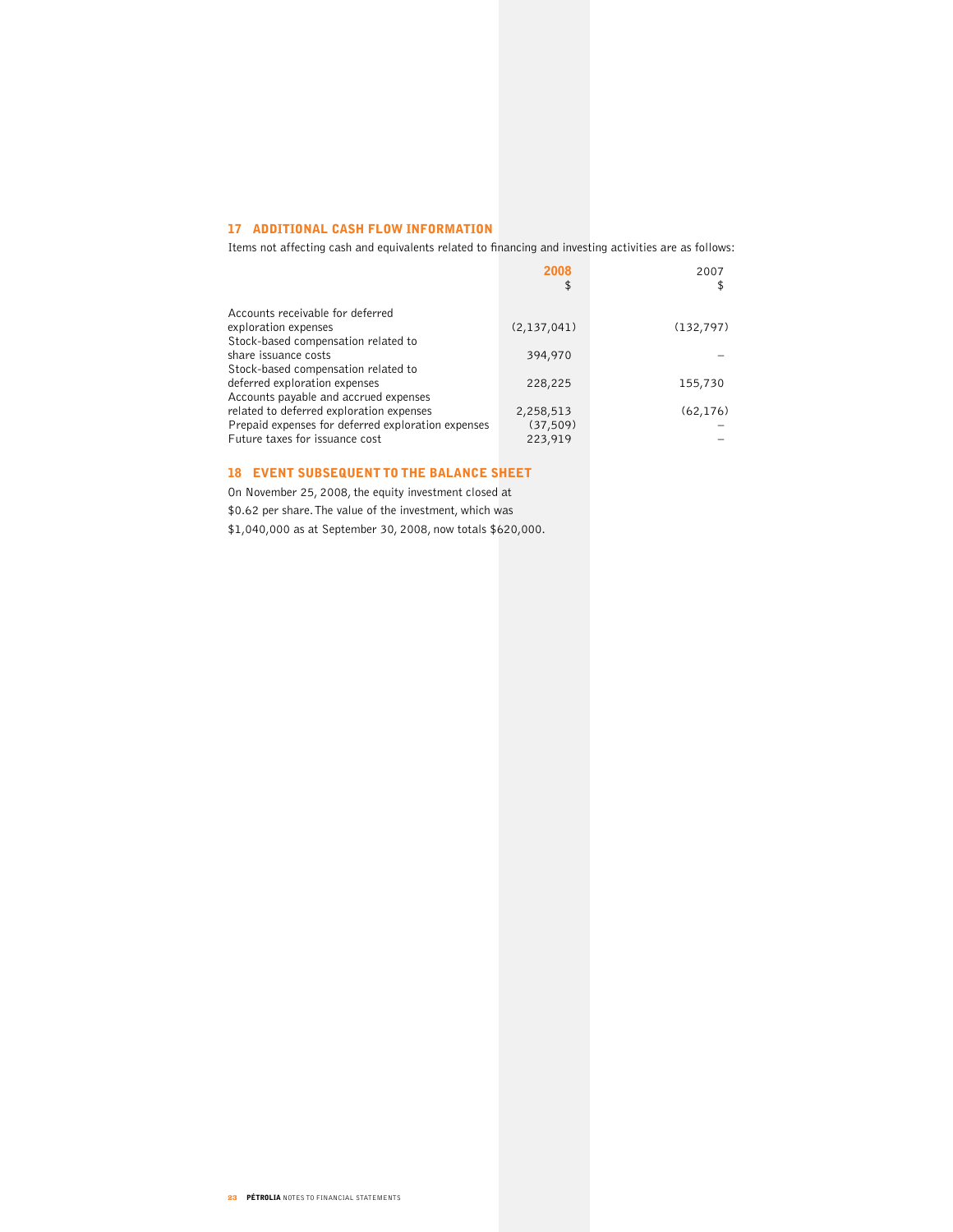## 17 ADDITIONAL CASH FLOW INFORMATION

Items not affecting cash and equivalents related to financing and investing activities are as follows:

| | 2008<br>$ | 2007<br>$ |
|---|---|---|
| Accounts receivable for deferred exploration expenses | (2,137,041) | (132,797) |
| Stock-based compensation related to share issuance costs | 394,970 | – |
| Stock-based compensation related to deferred exploration expenses | 228,225 | 155,730 |
| Accounts payable and accrued expenses related to deferred exploration expenses | 2,258,513 | (62,176) |
| Prepaid expenses for deferred exploration expenses | (37,509) | – |
| Future taxes for issuance cost | 223,919 | – |

## 18 EVENT SUBSEQUENT TO THE BALANCE SHEET

On November 25, 2008, the equity investment closed at $0.62 per share. The value of the investment, which was $1,040,000 as at September 30, 2008, now totals $620,000.